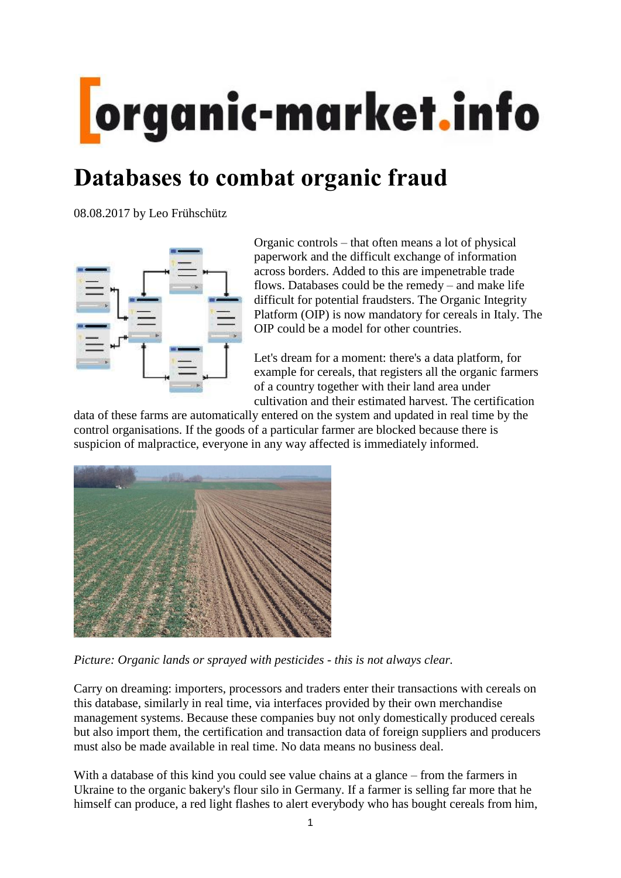# Databases to combat organic fraud

08.08.2017 by Leo Frühschütz

Organic controls – that often means a lot of physical paperwork and the difficult exchange of information across borders. Added to this are impenetrable trade flows. Databases could be the remedy – and make life difficult for potential fraudsters. The Organic Integrity Platform (OIP) is now mandatory for cereals in Italy. The OIP could be a model for other countries.

Let's dream for a moment: there's a data platform, for example for cereals, that registers all the organic farmers of a country together with their land area under cultivation and their estimated harvest. The certification data of these farms are automatically entered on the system and updated in real time by the control organisations. If the goods of a particular farmer are blocked because there is suspicion of malpractice, everyone in any way affected is immediately informed.

*Picture: Organic lands or sprayed with pesticides - this is not always clear.*

Carry on dreaming: importers, processors and traders enter their transactions with cereals on this database, similarly in real time, via interfaces provided by their own merchandise management systems. Because these companies buy not only domestically produced cereals but also import them, the certification and transaction data of foreign suppliers and producers must also be made available in real time. No data means no business deal.

With a database of this kind you could see value chains at a glance – from the farmers in Ukraine to the organic bakery's flour silo in Germany. If a farmer is selling far more that he himself can produce, a red light flashes to alert everybody who has bought cereals from him,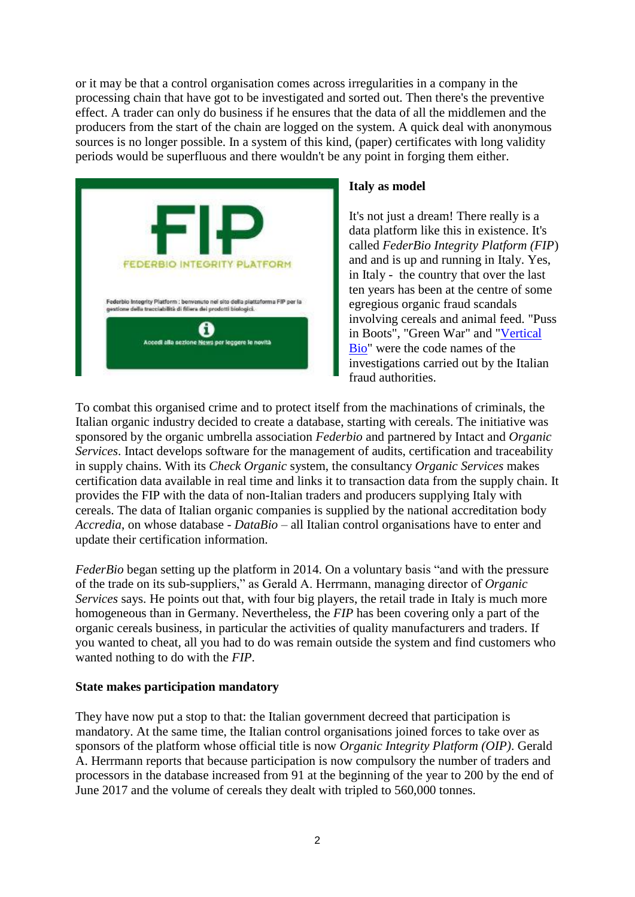or it may be that a control organisation comes across irregularities in a company in the processing chain that have got to be investigated and sorted out. Then there's the preventive effect. A trader can only do business if he ensures that the data of all the middlemen and the producers from the start of the chain are logged on the system. A quick deal with anonymous sources is no longer possible. In a system of this kind, (paper) certificates with long validity periods would be superfluous and there wouldn't be any point in forging them either.

**Italy as model**

It's not just a dream! There really is a data platform like this in existence. It's called *FederBio Integrity Platform (FIP*) and and is up and running in Italy. Yes, in Italy - the country that over the last ten years has been at the centre of some egregious organic fraud scandals involving cereals and animal feed. "Puss in Boots", "Green War" and "Vertical Bio" were the code names of the investigations carried out by the Italian fraud authorities.

To combat this organised crime and to protect itself from the machinations of criminals, the Italian organic industry decided to create a database, starting with cereals. The initiative was sponsored by the organic umbrella association *Federbio* and partnered by Intact and *Organic Services*. Intact develops software for the management of audits, certification and traceability in supply chains. With its *Check Organic* system, the consultancy *Organic Services* makes certification data available in real time and links it to transaction data from the supply chain. It provides the FIP with the data of non-Italian traders and producers supplying Italy with cereals. The data of Italian organic companies is supplied by the national accreditation body *Accredia*, on whose database - *DataBio* – all Italian control organisations have to enter and update their certification information.

*FederBio* began setting up the platform in 2014. On a voluntary basis "and with the pressure of the trade on its sub-suppliers," as Gerald A. Herrmann, managing director of *Organic Services* says. He points out that, with four big players, the retail trade in Italy is much more homogeneous than in Germany. Nevertheless, the *FIP* has been covering only a part of the organic cereals business, in particular the activities of quality manufacturers and traders. If you wanted to cheat, all you had to do was remain outside the system and find customers who wanted nothing to do with the *FIP*.

**State makes participation mandatory**

They have now put a stop to that: the Italian government decreed that participation is mandatory. At the same time, the Italian control organisations joined forces to take over as sponsors of the platform whose official title is now *Organic Integrity Platform (OIP)*. Gerald A. Herrmann reports that because participation is now compulsory the number of traders and processors in the database increased from 91 at the beginning of the year to 200 by the end of June 2017 and the volume of cereals they dealt with tripled to 560,000 tonnes.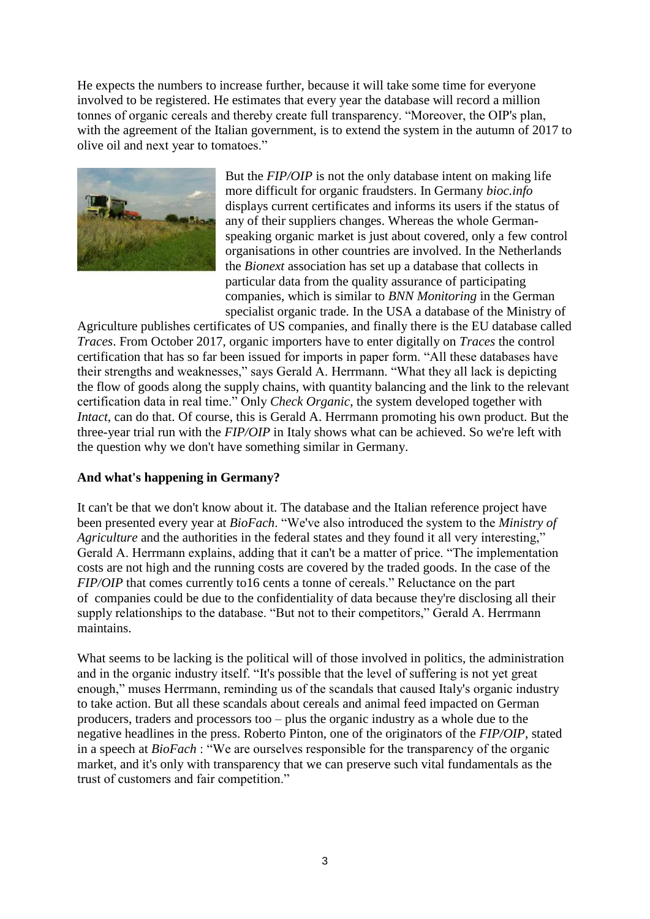He expects the numbers to increase further, because it will take some time for everyone involved to be registered. He estimates that every year the database will record a million tonnes of organic cereals and thereby create full transparency. "Moreover, the OIP's plan, with the agreement of the Italian government, is to extend the system in the autumn of 2017 to olive oil and next year to tomatoes."

But the *FIP/OIP* is not the only database intent on making life more difficult for organic fraudsters. In Germany *bioc.info* displays current certificates and informs its users if the status of any of their suppliers changes. Whereas the whole German-speaking organic market is just about covered, only a few control organisations in other countries are involved. In the Netherlands the *Bionext* association has set up a database that collects in particular data from the quality assurance of participating companies, which is similar to *BNN Monitoring* in the German specialist organic trade. In the USA a database of the Ministry of Agriculture publishes certificates of US companies, and finally there is the EU database called *Traces*. From October 2017, organic importers have to enter digitally on *Traces* the control certification that has so far been issued for imports in paper form. "All these databases have their strengths and weaknesses," says Gerald A. Herrmann. "What they all lack is depicting the flow of goods along the supply chains, with quantity balancing and the link to the relevant certification data in real time." Only *Check Organic*, the system developed together with *Intact*, can do that. Of course, this is Gerald A. Herrmann promoting his own product. But the three-year trial run with the *FIP/OIP* in Italy shows what can be achieved. So we're left with the question why we don't have something similar in Germany.

**And what's happening in Germany?**

It can't be that we don't know about it. The database and the Italian reference project have been presented every year at *BioFach*. "We've also introduced the system to the *Ministry of Agriculture* and the authorities in the federal states and they found it all very interesting," Gerald A. Herrmann explains, adding that it can't be a matter of price. "The implementation costs are not high and the running costs are covered by the traded goods. In the case of the *FIP/OIP* that comes currently to16 cents a tonne of cereals." Reluctance on the part of companies could be due to the confidentiality of data because they're disclosing all their supply relationships to the database. "But not to their competitors," Gerald A. Herrmann maintains.

What seems to be lacking is the political will of those involved in politics, the administration and in the organic industry itself. "It's possible that the level of suffering is not yet great enough," muses Herrmann, reminding us of the scandals that caused Italy's organic industry to take action. But all these scandals about cereals and animal feed impacted on German producers, traders and processors too – plus the organic industry as a whole due to the negative headlines in the press. Roberto Pinton, one of the originators of the *FIP/OIP*, stated in a speech at *BioFach* : "We are ourselves responsible for the transparency of the organic market, and it's only with transparency that we can preserve such vital fundamentals as the trust of customers and fair competition."